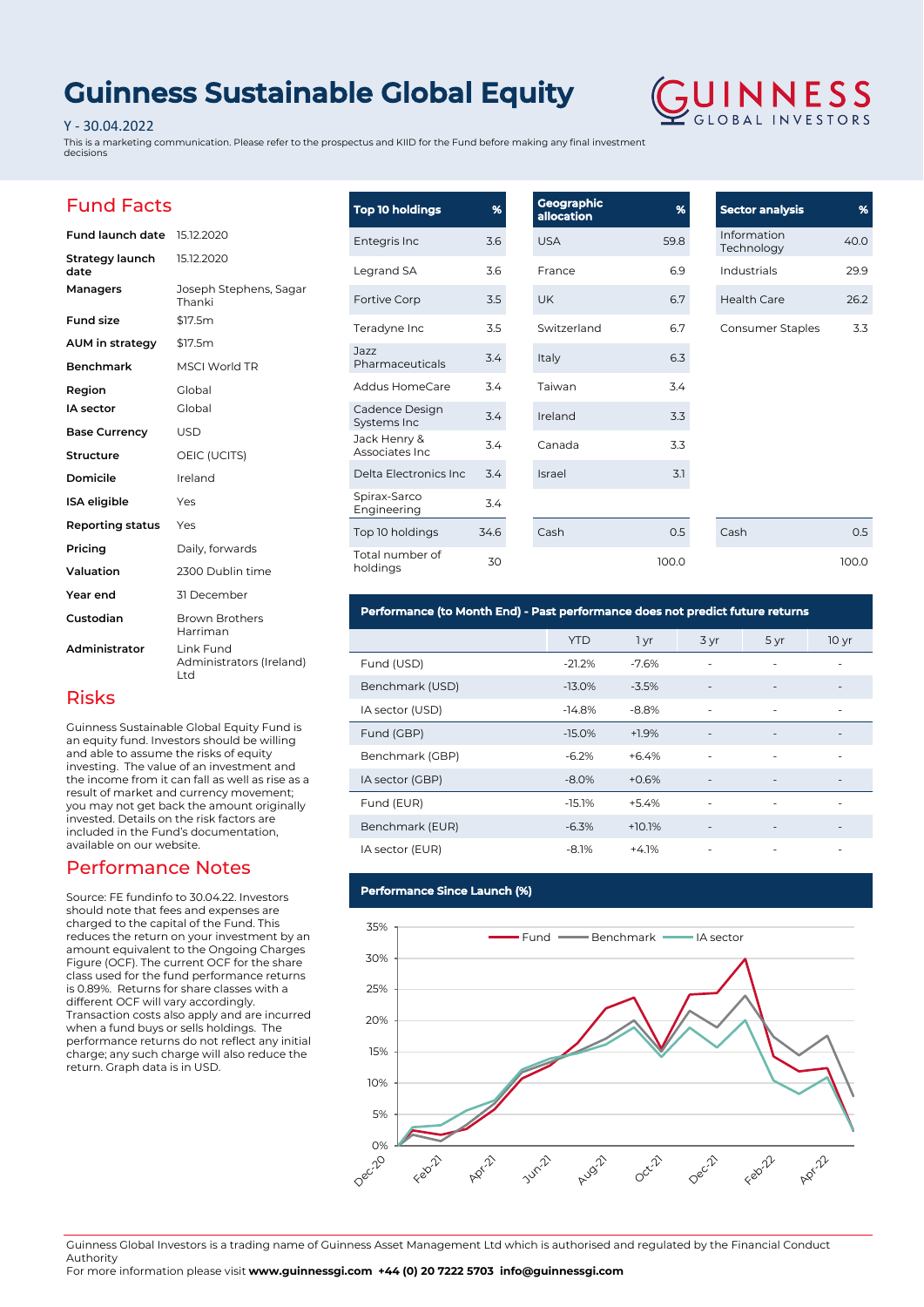# Guinness Sustainable Global Equity

Y - 30.04.2022

This is a marketing communication. Please refer to the prospectus and KIID for the Fund before making any final investment decisions

GUINNESS GLOBAL INVESTORS

## Fund Facts

| | |
|---|---|
| **Fund launch date** | 15.12.2020 |
| **Strategy launch date** | 15.12.2020 |
| **Managers** | Joseph Stephens, Sagar Thanki |
| **Fund size** | $17.5m |
| **AUM in strategy** | $17.5m |
| **Benchmark** | MSCI World TR |
| **Region** | Global |
| **IA sector** | Global |
| **Base Currency** | USD |
| **Structure** | OEIC (UCITS) |
| **Domicile** | Ireland |
| **ISA eligible** | Yes |
| **Reporting status** | Yes |
| **Pricing** | Daily, forwards |
| **Valuation** | 2300 Dublin time |
| **Year end** | 31 December |
| **Custodian** | Brown Brothers Harriman |
| **Administrator** | Link Fund Administrators (Ireland) Ltd |

## Risks

Guinness Sustainable Global Equity Fund is an equity fund. Investors should be willing and able to assume the risks of equity investing. The value of an investment and the income from it can fall as well as rise as a result of market and currency movement; you may not get back the amount originally invested. Details on the risk factors are included in the Fund's documentation, available on our website.

## Performance Notes

Source: FE fundinfo to 30.04.22. Investors should note that fees and expenses are charged to the capital of the Fund. This reduces the return on your investment by an amount equivalent to the Ongoing Charges Figure (OCF). The current OCF for the share class used for the fund performance returns is 0.89%. Returns for share classes with a different OCF will vary accordingly. Transaction costs also apply and are incurred when a fund buys or sells holdings. The performance returns do not reflect any initial charge; any such charge will also reduce the return. Graph data is in USD.

| Top 10 holdings | % |
|---|---|
| Entegris Inc | 3.6 |
| Legrand SA | 3.6 |
| Fortive Corp | 3.5 |
| Teradyne Inc | 3.5 |
| Jazz Pharmaceuticals | 3.4 |
| Addus HomeCare | 3.4 |
| Cadence Design Systems Inc | 3.4 |
| Jack Henry & Associates Inc | 3.4 |
| Delta Electronics Inc | 3.4 |
| Spirax-Sarco Engineering | 3.4 |
| Top 10 holdings | 34.6 |
| Total number of holdings | 30 |

| Geographic allocation | % |
|---|---|
| USA | 59.8 |
| France | 6.9 |
| UK | 6.7 |
| Switzerland | 6.7 |
| Italy | 6.3 |
| Taiwan | 3.4 |
| Ireland | 3.3 |
| Canada | 3.3 |
| Israel | 3.1 |
| Cash | 0.5 |
| | 100.0 |

| Sector analysis | % |
|---|---|
| Information Technology | 40.0 |
| Industrials | 29.9 |
| Health Care | 26.2 |
| Consumer Staples | 3.3 |
| Cash | 0.5 |
| | 100.0 |

## Performance (to Month End) - Past performance does not predict future returns

| | YTD | 1 yr | 3 yr | 5 yr | 10 yr |
|---|---|---|---|---|---|
| Fund (USD) | -21.2% | -7.6% | - | - | - |
| Benchmark (USD) | -13.0% | -3.5% | - | - | - |
| IA sector (USD) | -14.8% | -8.8% | - | - | - |
| Fund (GBP) | -15.0% | +1.9% | - | - | - |
| Benchmark (GBP) | -6.2% | +6.4% | - | - | - |
| IA sector (GBP) | -8.0% | +0.6% | - | - | - |
| Fund (EUR) | -15.1% | +5.4% | - | - | - |
| Benchmark (EUR) | -6.3% | +10.1% | - | - | - |
| IA sector (EUR) | -8.1% | +4.1% | - | - | - |

## Performance Since Launch (%)

Fund — Benchmark — IA sector

(Graph: 0%–35%, Dec-20 to Apr-22)

Guinness Global Investors is a trading name of Guinness Asset Management Ltd which is authorised and regulated by the Financial Conduct Authority

For more information please visit **www.guinnessgi.com** **+44 (0) 20 7222 5703** **info@guinnessgi.com**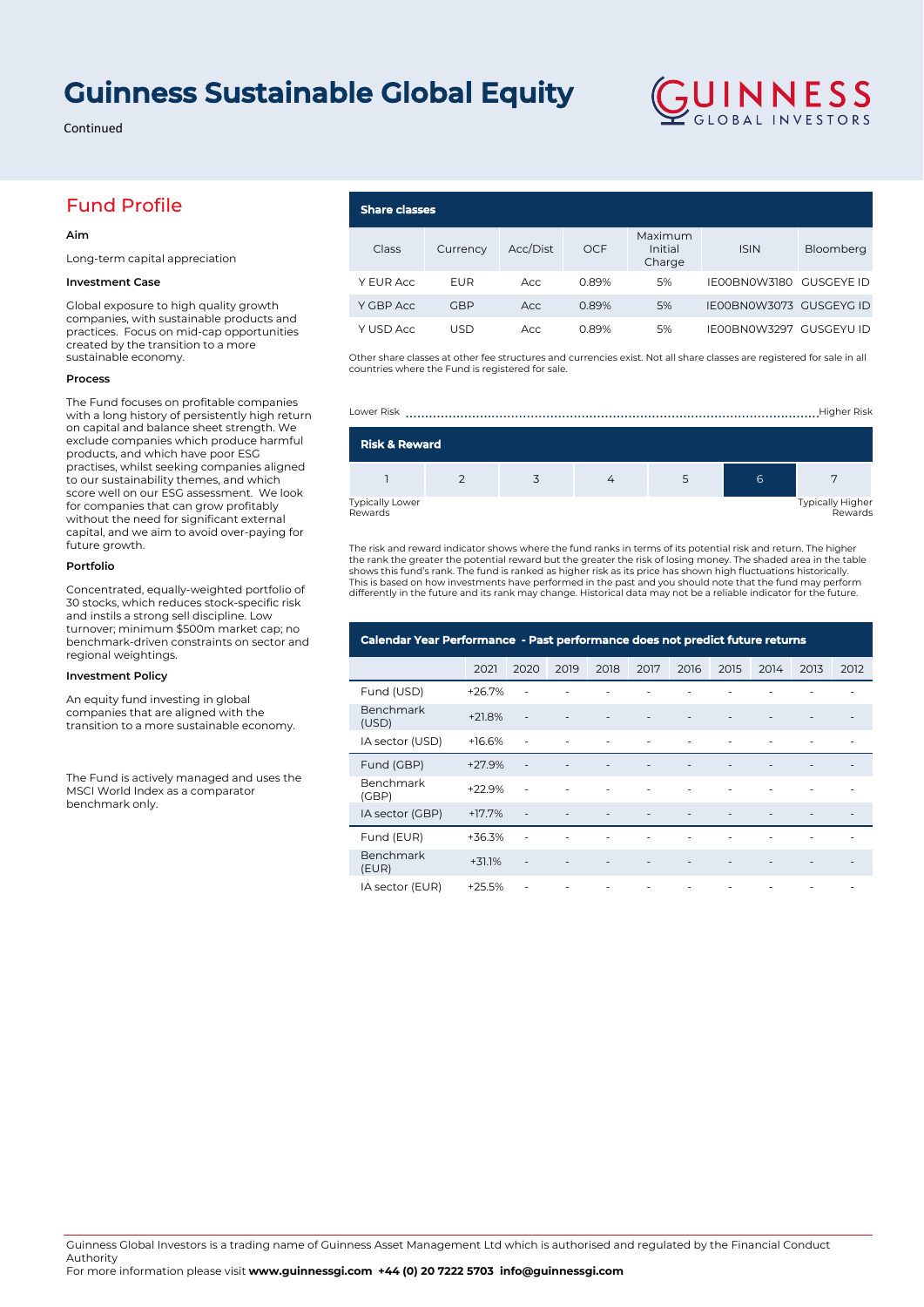# Guinness Sustainable Global Equity

Continued

## Fund Profile

**Aim**

Long-term capital appreciation

**Investment Case**

Global exposure to high quality growth companies, with sustainable products and practices. Focus on mid-cap opportunities created by the transition to a more sustainable economy.

**Process**

The Fund focuses on profitable companies with a long history of persistently high return on capital and balance sheet strength. We exclude companies which produce harmful products, and which have poor ESG practises, whilst seeking companies aligned to our sustainability themes, and which score well on our ESG assessment. We look for companies that can grow profitably without the need for significant external capital, and we aim to avoid over-paying for future growth.

**Portfolio**

Concentrated, equally-weighted portfolio of 30 stocks, which reduces stock-specific risk and instils a strong sell discipline. Low turnover; minimum $500m market cap; no benchmark-driven constraints on sector and regional weightings.

**Investment Policy**

An equity fund investing in global companies that are aligned with the transition to a more sustainable economy.

The Fund is actively managed and uses the MSCI World Index as a comparator benchmark only.

### Share classes

| Class | Currency | Acc/Dist | OCF | Maximum Initial Charge | ISIN | Bloomberg |
|---|---|---|---|---|---|---|
| Y EUR Acc | EUR | Acc | 0.89% | 5% | IE00BN0W3180 | GUSGEYE ID |
| Y GBP Acc | GBP | Acc | 0.89% | 5% | IE00BN0W3073 | GUSGEYG ID |
| Y USD Acc | USD | Acc | 0.89% | 5% | IE00BN0W3297 | GUSGEYU ID |

Other share classes at other fee structures and currencies exist. Not all share classes are registered for sale in all countries where the Fund is registered for sale.

### Risk & Reward

Lower Risk ........ Higher Risk

| 1 | 2 | 3 | 4 | 5 | **6** | 7 |
|---|---|---|---|---|---|---|

Typically Lower Rewards — Typically Higher Rewards

The risk and reward indicator shows where the fund ranks in terms of its potential risk and return. The higher the rank the greater the potential reward but the greater the risk of losing money. The shaded area in the table shows this fund's rank. The fund is ranked as higher risk as its price has shown high fluctuations historically. This is based on how investments have performed in the past and you should note that the fund may perform differently in the future and its rank may change. Historical data may not be a reliable indicator for the future.

### Calendar Year Performance - Past performance does not predict future returns

| | 2021 | 2020 | 2019 | 2018 | 2017 | 2016 | 2015 | 2014 | 2013 | 2012 |
|---|---|---|---|---|---|---|---|---|---|---|
| Fund (USD) | +26.7% | - | - | - | - | - | - | - | - | - |
| Benchmark (USD) | +21.8% | - | - | - | - | - | - | - | - | - |
| IA sector (USD) | +16.6% | - | - | - | - | - | - | - | - | - |
| Fund (GBP) | +27.9% | - | - | - | - | - | - | - | - | - |
| Benchmark (GBP) | +22.9% | - | - | - | - | - | - | - | - | - |
| IA sector (GBP) | +17.7% | - | - | - | - | - | - | - | - | - |
| Fund (EUR) | +36.3% | - | - | - | - | - | - | - | - | - |
| Benchmark (EUR) | +31.1% | - | - | - | - | - | - | - | - | - |
| IA sector (EUR) | +25.5% | - | - | - | - | - | - | - | - | - |

Guinness Global Investors is a trading name of Guinness Asset Management Ltd which is authorised and regulated by the Financial Conduct Authority
For more information please visit **www.guinnessgi.com** **+44 (0) 20 7222 5703** **info@guinnessgi.com**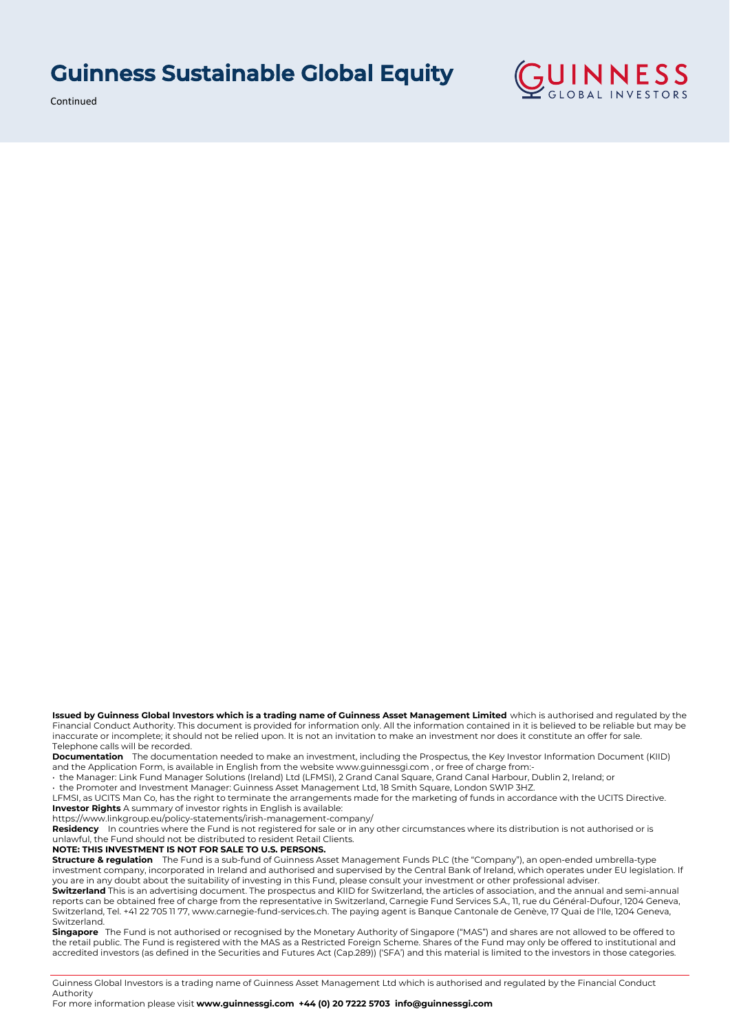# Guinness Sustainable Global Equity

Continued

**Issued by Guinness Global Investors which is a trading name of Guinness Asset Management Limited** which is authorised and regulated by the Financial Conduct Authority. This document is provided for information only. All the information contained in it is believed to be reliable but may be inaccurate or incomplete; it should not be relied upon. It is not an invitation to make an investment nor does it constitute an offer for sale. Telephone calls will be recorded.

**Documentation** The documentation needed to make an investment, including the Prospectus, the Key Investor Information Document (KIID) and the Application Form, is available in English from the website www.guinnessgi.com , or free of charge from:-

- the Manager: Link Fund Manager Solutions (Ireland) Ltd (LFMSI), 2 Grand Canal Square, Grand Canal Harbour, Dublin 2, Ireland; or
- the Promoter and Investment Manager: Guinness Asset Management Ltd, 18 Smith Square, London SW1P 3HZ.

LFMSI, as UCITS Man Co, has the right to terminate the arrangements made for the marketing of funds in accordance with the UCITS Directive.

**Investor Rights** A summary of investor rights in English is available:
https://www.linkgroup.eu/policy-statements/irish-management-company/

**Residency** In countries where the Fund is not registered for sale or in any other circumstances where its distribution is not authorised or is unlawful, the Fund should not be distributed to resident Retail Clients.

**NOTE: THIS INVESTMENT IS NOT FOR SALE TO U.S. PERSONS.**

**Structure & regulation** The Fund is a sub-fund of Guinness Asset Management Funds PLC (the "Company"), an open-ended umbrella-type investment company, incorporated in Ireland and authorised and supervised by the Central Bank of Ireland, which operates under EU legislation. If you are in any doubt about the suitability of investing in this Fund, please consult your investment or other professional adviser.

**Switzerland** This is an advertising document. The prospectus and KIID for Switzerland, the articles of association, and the annual and semi-annual reports can be obtained free of charge from the representative in Switzerland, Carnegie Fund Services S.A., 11, rue du Général-Dufour, 1204 Geneva, Switzerland, Tel. +41 22 705 11 77, www.carnegie-fund-services.ch. The paying agent is Banque Cantonale de Genève, 17 Quai de l'Ile, 1204 Geneva, Switzerland.

**Singapore** The Fund is not authorised or recognised by the Monetary Authority of Singapore ("MAS") and shares are not allowed to be offered to the retail public. The Fund is registered with the MAS as a Restricted Foreign Scheme. Shares of the Fund may only be offered to institutional and accredited investors (as defined in the Securities and Futures Act (Cap.289)) ('SFA') and this material is limited to the investors in those categories.

Guinness Global Investors is a trading name of Guinness Asset Management Ltd which is authorised and regulated by the Financial Conduct Authority

For more information please visit **www.guinnessgi.com +44 (0) 20 7222 5703 info@guinnessgi.com**